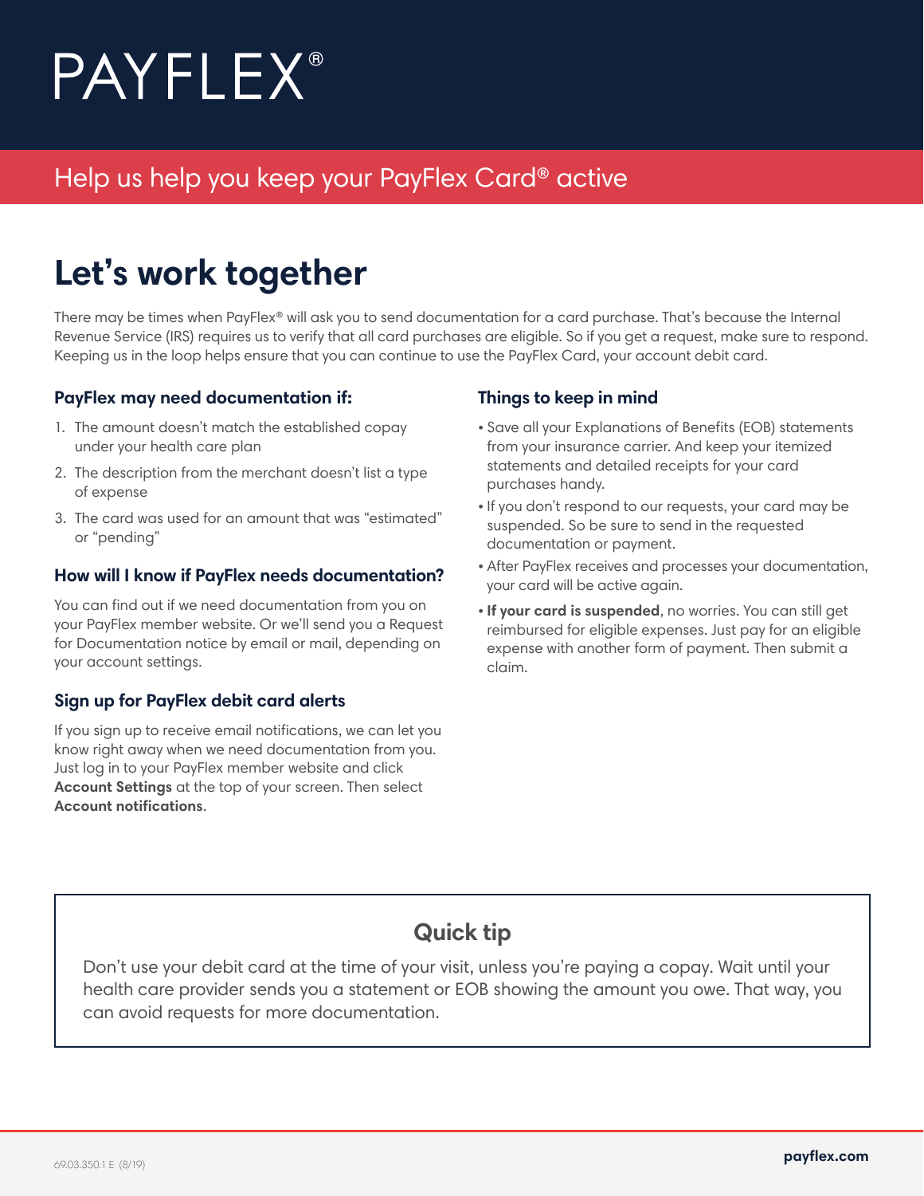PAYFLEX®

Help us help you keep your PayFlex Card® active

# Let's work together

There may be times when PayFlex® will ask you to send documentation for a card purchase. That's because the Internal Revenue Service (IRS) requires us to verify that all card purchases are eligible. So if you get a request, make sure to respond. Keeping us in the loop helps ensure that you can continue to use the PayFlex Card, your account debit card.

### PayFlex may need documentation if:

1. The amount doesn't match the established copay under your health care plan
2. The description from the merchant doesn't list a type of expense
3. The card was used for an amount that was "estimated" or "pending"

### How will I know if PayFlex needs documentation?

You can find out if we need documentation from you on your PayFlex member website. Or we'll send you a Request for Documentation notice by email or mail, depending on your account settings.

### Sign up for PayFlex debit card alerts

If you sign up to receive email notifications, we can let you know right away when we need documentation from you. Just log in to your PayFlex member website and click **Account Settings** at the top of your screen. Then select **Account notifications**.

### Things to keep in mind

- Save all your Explanations of Benefits (EOB) statements from your insurance carrier. And keep your itemized statements and detailed receipts for your card purchases handy.
- If you don't respond to our requests, your card may be suspended. So be sure to send in the requested documentation or payment.
- After PayFlex receives and processes your documentation, your card will be active again.
- **If your card is suspended**, no worries. You can still get reimbursed for eligible expenses. Just pay for an eligible expense with another form of payment. Then submit a claim.

## Quick tip

Don't use your debit card at the time of your visit, unless you're paying a copay. Wait until your health care provider sends you a statement or EOB showing the amount you owe. That way, you can avoid requests for more documentation.

69.03.350.1 E (8/19)

payflex.com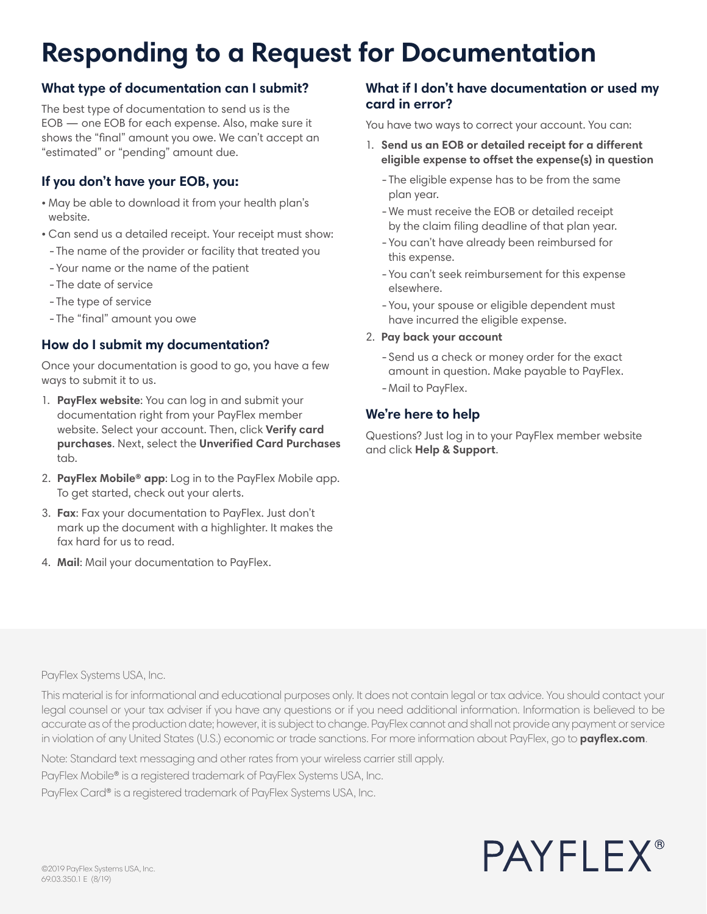# Responding to a Request for Documentation

## What type of documentation can I submit?

The best type of documentation to send us is the EOB — one EOB for each expense. Also, make sure it shows the "final" amount you owe. We can't accept an "estimated" or "pending" amount due.

## If you don't have your EOB, you:

- May be able to download it from your health plan's website.
- Can send us a detailed receipt. Your receipt must show:
  - The name of the provider or facility that treated you
  - Your name or the name of the patient
  - The date of service
  - The type of service
  - The "final" amount you owe

## How do I submit my documentation?

Once your documentation is good to go, you have a few ways to submit it to us.

1. **PayFlex website**: You can log in and submit your documentation right from your PayFlex member website. Select your account. Then, click **Verify card purchases**. Next, select the **Unverified Card Purchases** tab.
2. **PayFlex Mobile® app**: Log in to the PayFlex Mobile app. To get started, check out your alerts.
3. **Fax**: Fax your documentation to PayFlex. Just don't mark up the document with a highlighter. It makes the fax hard for us to read.
4. **Mail**: Mail your documentation to PayFlex.

## What if I don't have documentation or used my card in error?

You have two ways to correct your account. You can:

1. **Send us an EOB or detailed receipt for a different eligible expense to offset the expense(s) in question**
   - The eligible expense has to be from the same plan year.
   - We must receive the EOB or detailed receipt by the claim filing deadline of that plan year.
   - You can't have already been reimbursed for this expense.
   - You can't seek reimbursement for this expense elsewhere.
   - You, your spouse or eligible dependent must have incurred the eligible expense.
2. **Pay back your account**
   - Send us a check or money order for the exact amount in question. Make payable to PayFlex.
   - Mail to PayFlex.

## We're here to help

Questions? Just log in to your PayFlex member website and click **Help & Support**.

PayFlex Systems USA, Inc.

This material is for informational and educational purposes only. It does not contain legal or tax advice. You should contact your legal counsel or your tax adviser if you have any questions or if you need additional information. Information is believed to be accurate as of the production date; however, it is subject to change. PayFlex cannot and shall not provide any payment or service in violation of any United States (U.S.) economic or trade sanctions. For more information about PayFlex, go to **payflex.com**.

Note: Standard text messaging and other rates from your wireless carrier still apply.

PayFlex Mobile® is a registered trademark of PayFlex Systems USA, Inc.

PayFlex Card® is a registered trademark of PayFlex Systems USA, Inc.

PAYFLEX®

©2019 PayFlex Systems USA, Inc.
69.03.350.1 E (8/19)